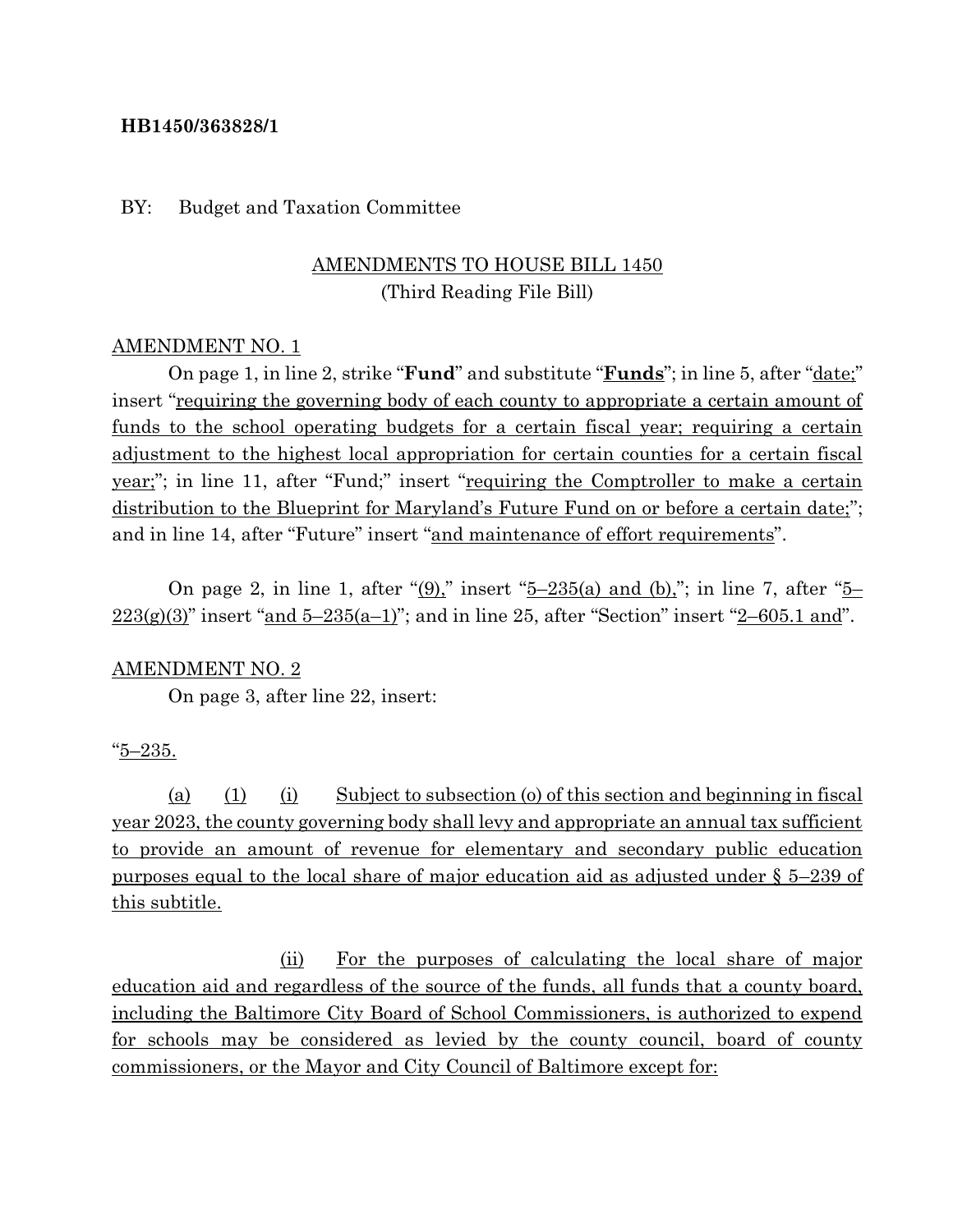**HB1450/363828/1**

BY: Budget and Taxation Committee

AMENDMENTS TO HOUSE BILL 1450
(Third Reading File Bill)

AMENDMENT NO. 1

On page 1, in line 2, strike "**Fund**" and substitute "**Funds**"; in line 5, after "date;" insert "requiring the governing body of each county to appropriate a certain amount of funds to the school operating budgets for a certain fiscal year; requiring a certain adjustment to the highest local appropriation for certain counties for a certain fiscal year;"; in line 11, after "Fund;" insert "requiring the Comptroller to make a certain distribution to the Blueprint for Maryland's Future Fund on or before a certain date;"; and in line 14, after "Future" insert "and maintenance of effort requirements".

On page 2, in line 1, after "(9)," insert "5–235(a) and (b),"; in line 7, after "5–223(g)(3)" insert "and 5–235(a–1)"; and in line 25, after "Section" insert "2–605.1 and".

AMENDMENT NO. 2

On page 3, after line 22, insert:

"5–235.

(a) (1) (i) Subject to subsection (o) of this section and beginning in fiscal year 2023, the county governing body shall levy and appropriate an annual tax sufficient to provide an amount of revenue for elementary and secondary public education purposes equal to the local share of major education aid as adjusted under § 5–239 of this subtitle.

(ii) For the purposes of calculating the local share of major education aid and regardless of the source of the funds, all funds that a county board, including the Baltimore City Board of School Commissioners, is authorized to expend for schools may be considered as levied by the county council, board of county commissioners, or the Mayor and City Council of Baltimore except for: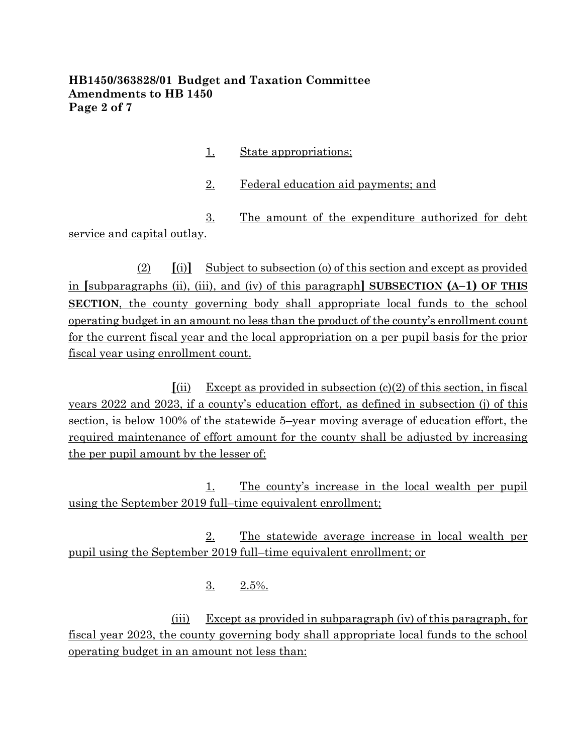1. State appropriations;

2. Federal education aid payments; and

3. The amount of the expenditure authorized for debt service and capital outlay.

(2) [(i)] Subject to subsection (o) of this section and except as provided in [subparagraphs (ii), (iii), and (iv) of this paragraph] **SUBSECTION (A–1) OF THIS SECTION**, the county governing body shall appropriate local funds to the school operating budget in an amount no less than the product of the county's enrollment count for the current fiscal year and the local appropriation on a per pupil basis for the prior fiscal year using enrollment count.

[(ii) Except as provided in subsection (c)(2) of this section, in fiscal years 2022 and 2023, if a county's education effort, as defined in subsection (j) of this section, is below 100% of the statewide 5–year moving average of education effort, the required maintenance of effort amount for the county shall be adjusted by increasing the per pupil amount by the lesser of:

1. The county's increase in the local wealth per pupil using the September 2019 full–time equivalent enrollment;

2. The statewide average increase in local wealth per pupil using the September 2019 full–time equivalent enrollment; or

3. 2.5%.

(iii) Except as provided in subparagraph (iv) of this paragraph, for fiscal year 2023, the county governing body shall appropriate local funds to the school operating budget in an amount not less than: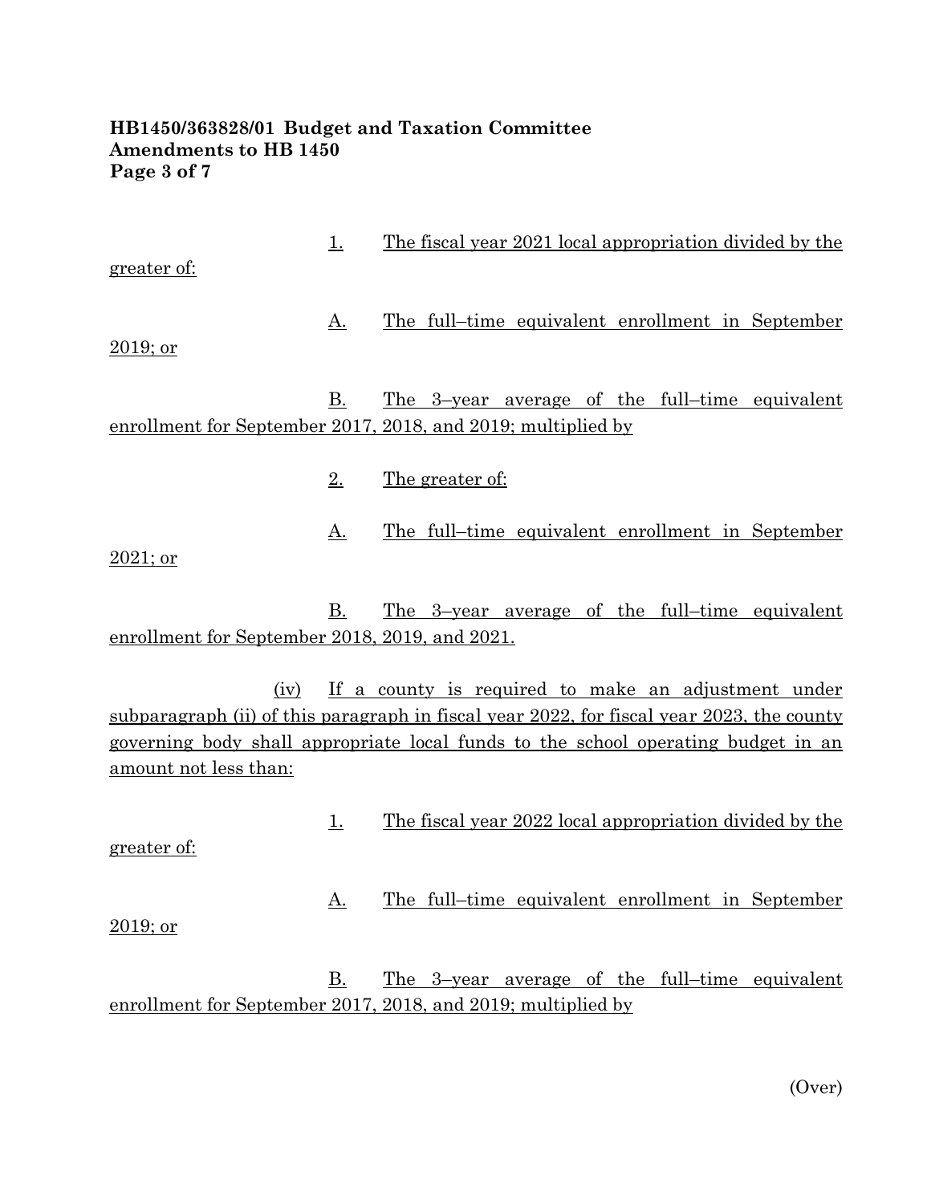**HB1450/363828/01 Budget and Taxation Committee**
**Amendments to HB 1450**

1. The fiscal year 2021 local appropriation divided by the greater of:

A. The full–time equivalent enrollment in September 2019; or

B. The 3–year average of the full–time equivalent enrollment for September 2017, 2018, and 2019; multiplied by

2. The greater of:

A. The full–time equivalent enrollment in September 2021; or

B. The 3–year average of the full–time equivalent enrollment for September 2018, 2019, and 2021.

(iv) If a county is required to make an adjustment under subparagraph (ii) of this paragraph in fiscal year 2022, for fiscal year 2023, the county governing body shall appropriate local funds to the school operating budget in an amount not less than:

1. The fiscal year 2022 local appropriation divided by the greater of:

A. The full–time equivalent enrollment in September 2019; or

B. The 3–year average of the full–time equivalent enrollment for September 2017, 2018, and 2019; multiplied by

(Over)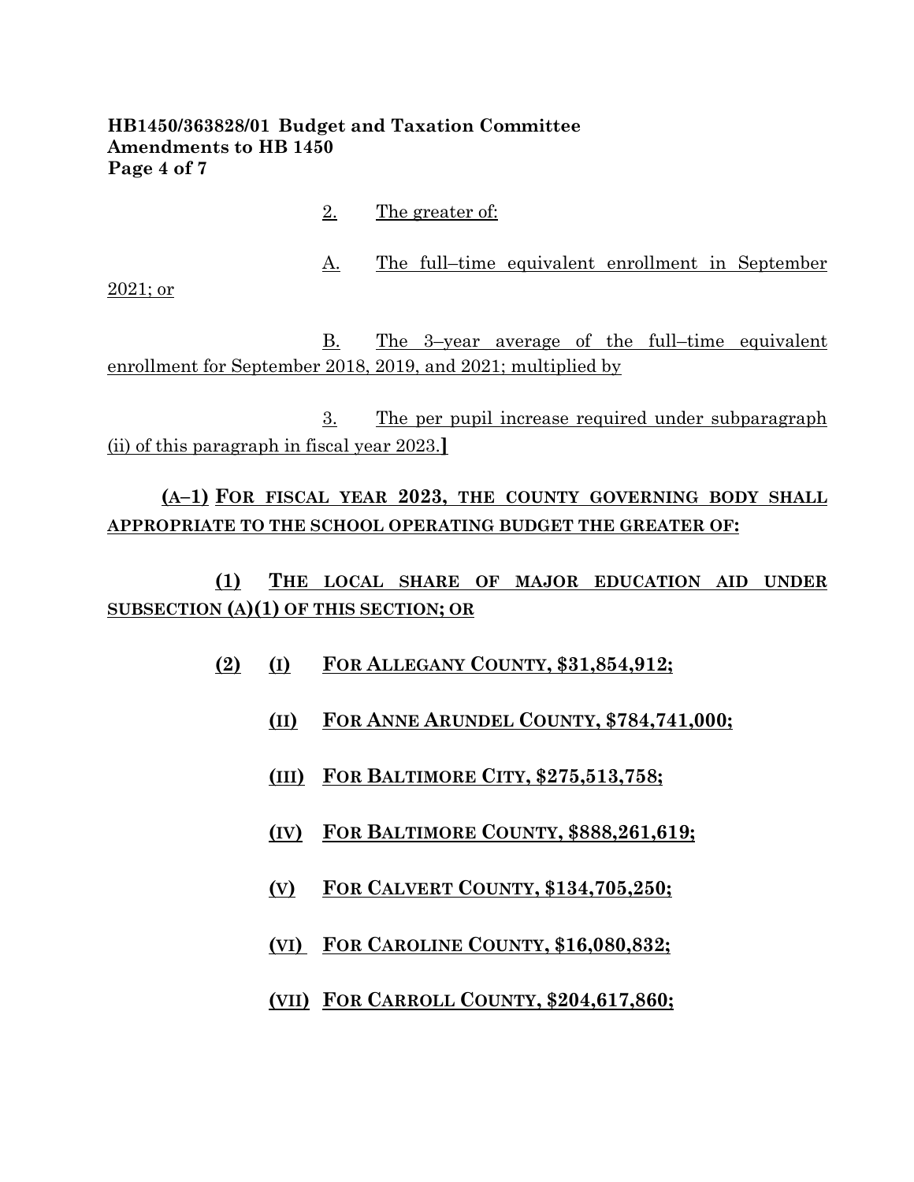2. The greater of:

A. The full–time equivalent enrollment in September 2021; or

B. The 3–year average of the full–time equivalent enrollment for September 2018, 2019, and 2021; multiplied by

3. The per pupil increase required under subparagraph (ii) of this paragraph in fiscal year 2023.]

**(A–1) FOR FISCAL YEAR 2023, THE COUNTY GOVERNING BODY SHALL APPROPRIATE TO THE SCHOOL OPERATING BUDGET THE GREATER OF:**

**(1) THE LOCAL SHARE OF MAJOR EDUCATION AID UNDER SUBSECTION (A)(1) OF THIS SECTION; OR**

**(2) (I) FOR ALLEGANY COUNTY, $31,854,912;**

**(II) FOR ANNE ARUNDEL COUNTY, $784,741,000;**

**(III) FOR BALTIMORE CITY, $275,513,758;**

**(IV) FOR BALTIMORE COUNTY, $888,261,619;**

**(V) FOR CALVERT COUNTY, $134,705,250;**

**(VI) FOR CAROLINE COUNTY, $16,080,832;**

**(VII) FOR CARROLL COUNTY, $204,617,860;**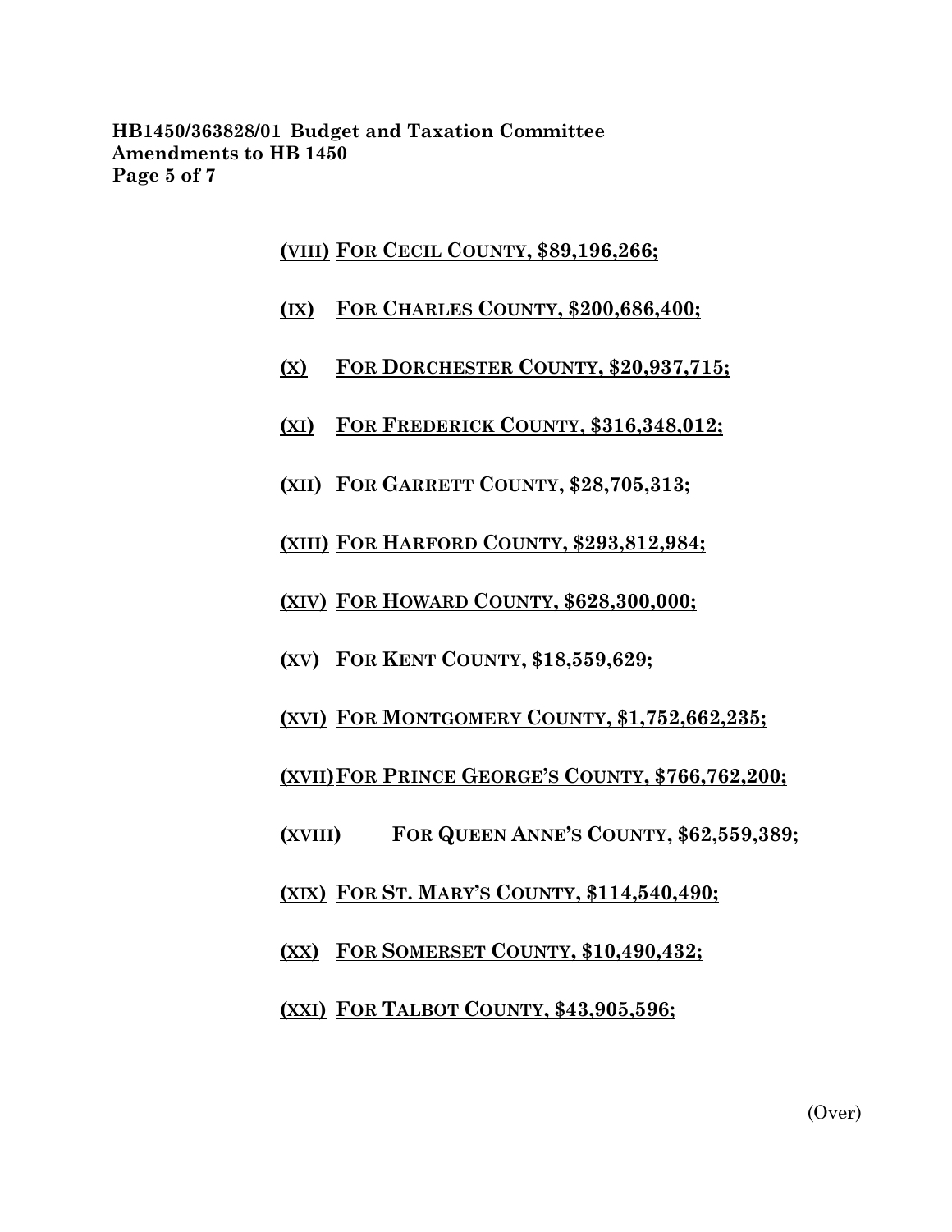**HB1450/363828/01 Budget and Taxation Committee**
**Amendments to HB 1450**

(VIII) FOR CECIL COUNTY, $89,196,266;

(IX) FOR CHARLES COUNTY, $200,686,400;

(X) FOR DORCHESTER COUNTY, $20,937,715;

(XI) FOR FREDERICK COUNTY, $316,348,012;

(XII) FOR GARRETT COUNTY, $28,705,313;

(XIII) FOR HARFORD COUNTY, $293,812,984;

(XIV) FOR HOWARD COUNTY, $628,300,000;

(XV) FOR KENT COUNTY, $18,559,629;

(XVI) FOR MONTGOMERY COUNTY, $1,752,662,235;

(XVII) FOR PRINCE GEORGE'S COUNTY, $766,762,200;

(XVIII) FOR QUEEN ANNE'S COUNTY, $62,559,389;

(XIX) FOR ST. MARY'S COUNTY, $114,540,490;

(XX) FOR SOMERSET COUNTY, $10,490,432;

(XXI) FOR TALBOT COUNTY, $43,905,596;

(Over)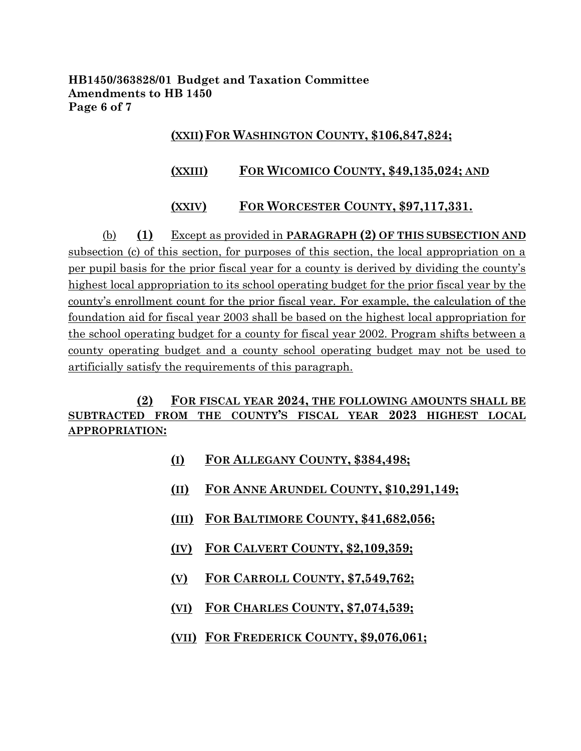(XXII) FOR WASHINGTON COUNTY, $106,847,824;

(XXIII) FOR WICOMICO COUNTY, $49,135,024; AND

(XXIV) FOR WORCESTER COUNTY, $97,117,331.

(b) **(1)** Except as provided in **PARAGRAPH (2) OF THIS SUBSECTION AND** subsection (c) of this section, for purposes of this section, the local appropriation on a per pupil basis for the prior fiscal year for a county is derived by dividing the county's highest local appropriation to its school operating budget for the prior fiscal year by the county's enrollment count for the prior fiscal year. For example, the calculation of the foundation aid for fiscal year 2003 shall be based on the highest local appropriation for the school operating budget for a county for fiscal year 2002. Program shifts between a county operating budget and a county school operating budget may not be used to artificially satisfy the requirements of this paragraph.

**(2) FOR FISCAL YEAR 2024, THE FOLLOWING AMOUNTS SHALL BE SUBTRACTED FROM THE COUNTY'S FISCAL YEAR 2023 HIGHEST LOCAL APPROPRIATION:**

**(I) FOR ALLEGANY COUNTY, $384,498;**

**(II) FOR ANNE ARUNDEL COUNTY, $10,291,149;**

**(III) FOR BALTIMORE COUNTY, $41,682,056;**

**(IV) FOR CALVERT COUNTY, $2,109,359;**

**(V) FOR CARROLL COUNTY, $7,549,762;**

**(VI) FOR CHARLES COUNTY, $7,074,539;**

**(VII) FOR FREDERICK COUNTY, $9,076,061;**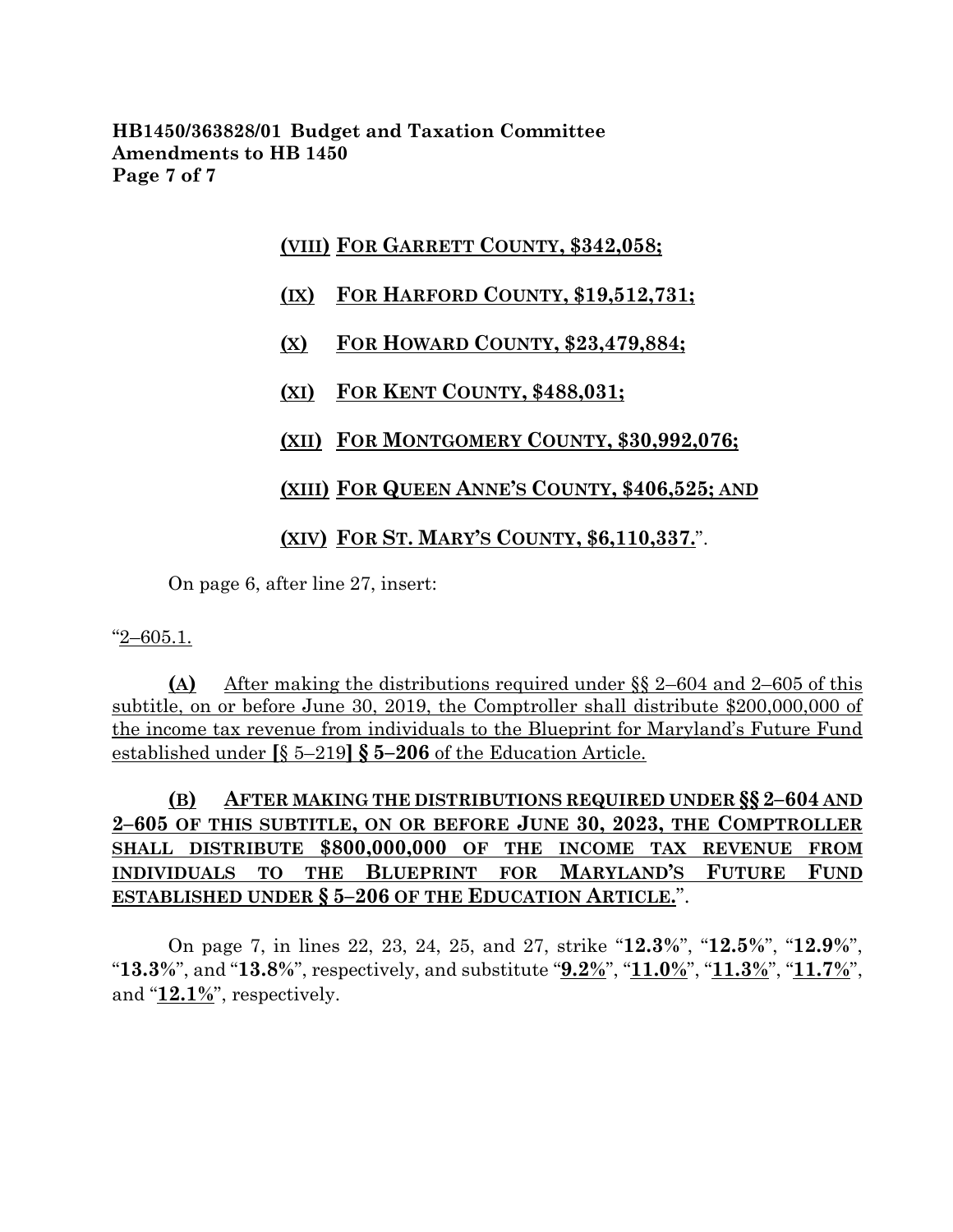**HB1450/363828/01 Budget and Taxation Committee**
**Amendments to HB 1450**

**(VIII) FOR GARRETT COUNTY, $342,058;**

**(IX) FOR HARFORD COUNTY, $19,512,731;**

**(X) FOR HOWARD COUNTY, $23,479,884;**

**(XI) FOR KENT COUNTY, $488,031;**

**(XII) FOR MONTGOMERY COUNTY, $30,992,076;**

**(XIII) FOR QUEEN ANNE'S COUNTY, $406,525; AND**

**(XIV) FOR ST. MARY'S COUNTY, $6,110,337.**".

On page 6, after line 27, insert:

"2–605.1.

**(A)** After making the distributions required under §§ 2–604 and 2–605 of this subtitle, on or before June 30, 2019, the Comptroller shall distribute $200,000,000 of the income tax revenue from individuals to the Blueprint for Maryland's Future Fund established under **[**§ 5–219**] § 5–206** of the Education Article.

**(B) AFTER MAKING THE DISTRIBUTIONS REQUIRED UNDER §§ 2–604 AND 2–605 OF THIS SUBTITLE, ON OR BEFORE JUNE 30, 2023, THE COMPTROLLER SHALL DISTRIBUTE $800,000,000 OF THE INCOME TAX REVENUE FROM INDIVIDUALS TO THE BLUEPRINT FOR MARYLAND'S FUTURE FUND ESTABLISHED UNDER § 5–206 OF THE EDUCATION ARTICLE.**".

On page 7, in lines 22, 23, 24, 25, and 27, strike "**12.3%**", "**12.5%**", "**12.9%**", "**13.3%**", and "**13.8%**", respectively, and substitute "**9.2%**", "**11.0%**", "**11.3%**", "**11.7%**", and "**12.1%**", respectively.